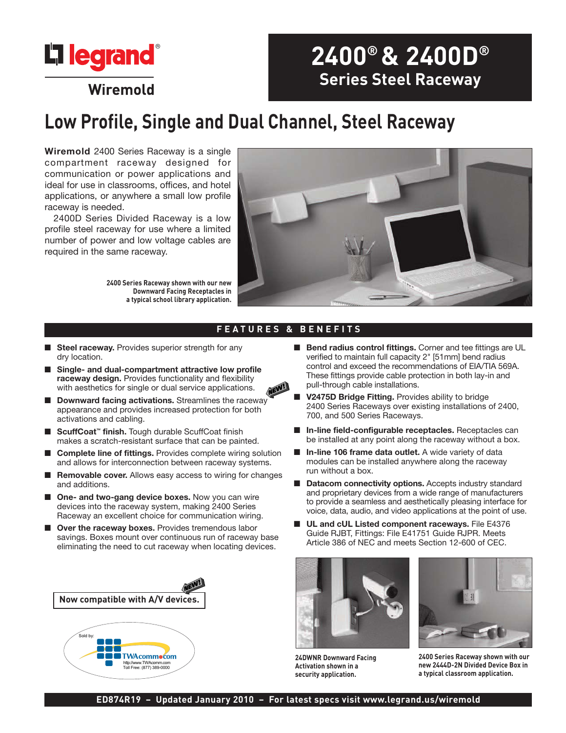legrand®

Wiremold

# 2400® & 2400D® Series Steel Raceway

## Low Profile, Single and Dual Channel, Steel Raceway

**Wiremold** 2400 Series Raceway is a single compartment raceway designed for communication or power applications and ideal for use in classrooms, offices, and hotel applications, or anywhere a small low profile raceway is needed.

2400D Series Divided Raceway is a low profile steel raceway for use where a limited number of power and low voltage cables are required in the same raceway.

**2400 Series Raceway shown with our new Downward Facing Receptacles in a typical school library application.**

## FEATURES & BENEFITS

- **Steel raceway.** Provides superior strength for any dry location.
- **Single- and dual-compartment attractive low profile raceway design.** Provides functionality and flexibility with aesthetics for single or dual service applications.
- NEW! **Downward facing activations.** Streamlines the raceway appearance and provides increased protection for both activations and cabling.
- **ScuffCoat™ finish.** Tough durable ScuffCoat finish makes a scratch-resistant surface that can be painted.
- **Complete line of fittings.** Provides complete wiring solution and allows for interconnection between raceway systems.
- **Removable cover.** Allows easy access to wiring for changes and additions.
- **One- and two-gang device boxes.** Now you can wire devices into the raceway system, making 2400 Series Raceway an excellent choice for communication wiring.
- **Over the raceway boxes.** Provides tremendous labor savings. Boxes mount over continuous run of raceway base eliminating the need to cut raceway when locating devices.
- **Bend radius control fittings.** Corner and tee fittings are UL verified to maintain full capacity 2" [51mm] bend radius control and exceed the recommendations of EIA/TIA 569A. These fittings provide cable protection in both lay-in and pull-through cable installations.
- **V2475D Bridge Fitting.** Provides ability to bridge 2400 Series Raceways over existing installations of 2400, 700, and 500 Series Raceways.
- **In-line field-configurable receptacles.** Receptacles can be installed at any point along the raceway without a box.
- **In-line 106 frame data outlet.** A wide variety of data modules can be installed anywhere along the raceway run without a box.
- **Datacom connectivity options.** Accepts industry standard and proprietary devices from a wide range of manufacturers to provide a seamless and aesthetically pleasing interface for voice, data, audio, and video applications at the point of use.
- **UL and cUL Listed component raceways.** File E4376 Guide RJBT, Fittings: File E41751 Guide RJPR. Meets Article 386 of NEC and meets Section 12-600 of CEC.

NEW! **Now compatible with A/V devices.**

Sold by: TWAcomm.com
http://www.TWAcomm.com
Toll Free: (877) 389-0000

**24DWNR Downward Facing Activation shown in a security application.**

**2400 Series Raceway shown with our new 2444D-2N Divided Device Box in a typical classroom application.**

ED874R19 – Updated January 2010 – For latest specs visit www.legrand.us/wiremold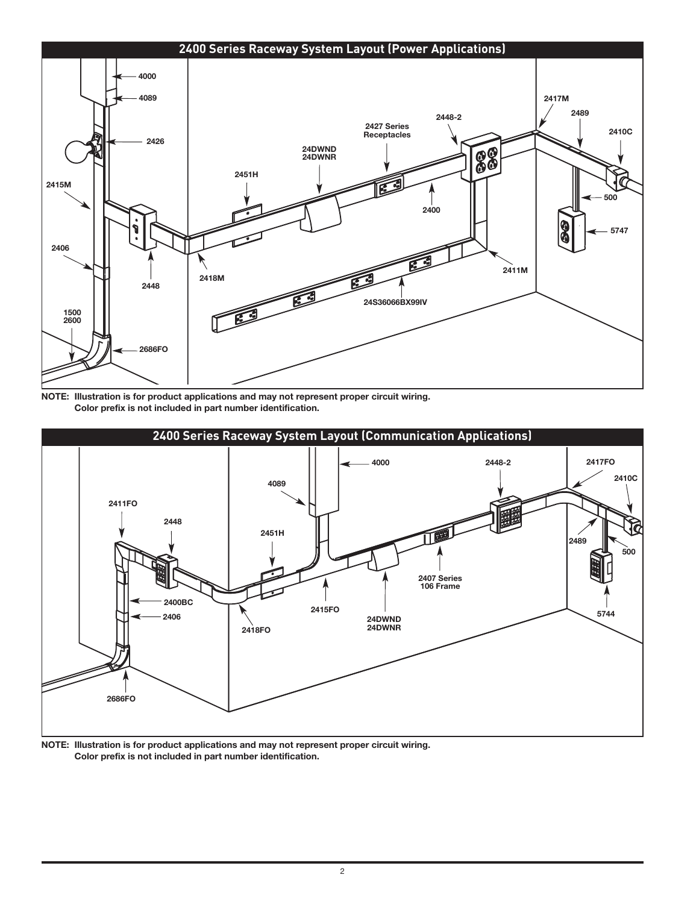## 2400 Series Raceway System Layout (Power Applications)

4000
4089
2426
2415M
2406
1500
2600
2686FO
2448
2418M
2451H
24DWND
24DWNR
2427 Series Receptacles
2400
2448-2
2411M
24S36066BX99IV
2417M
2489
2410C
500
5747

**NOTE: Illustration is for product applications and may not represent proper circuit wiring. Color prefix is not included in part number identification.**

## 2400 Series Raceway System Layout (Communication Applications)

2411FO
2448
2400BC
2406
2686FO
4089
4000
2451H
2418FO
2415FO
24DWND
24DWNR
2407 Series 106 Frame
2448-2
2417FO
2410C
2489
500
5744

**NOTE: Illustration is for product applications and may not represent proper circuit wiring. Color prefix is not included in part number identification.**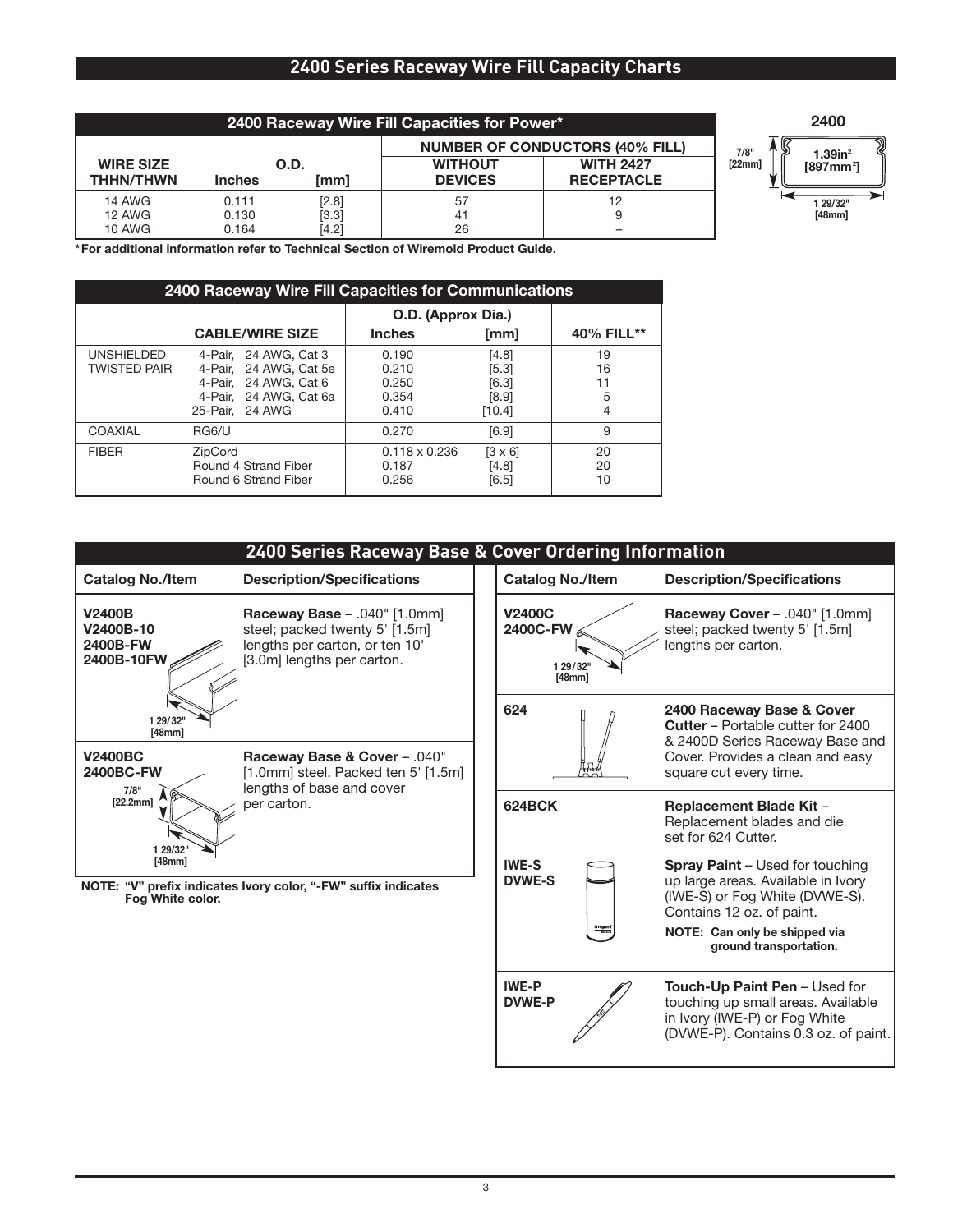## 2400 Series Raceway Wire Fill Capacity Charts

| 2400 Raceway Wire Fill Capacities for Power* | | | | |
|---|---|---|---|---|
| | | | NUMBER OF CONDUCTORS (40% FILL) | |
| WIRE SIZE THHN/THWN | O.D. Inches | [mm] | WITHOUT DEVICES | WITH 2427 RECEPTACLE |
| 14 AWG | 0.111 | [2.8] | 57 | 12 |
| 12 AWG | 0.130 | [3.3] | 41 | 9 |
| 10 AWG | 0.164 | [4.2] | 26 | – |

*For additional information refer to Technical Section of Wiremold Product Guide.

**2400**

7/8" [22mm]

1.39in² [897mm²]

1 29/32" [48mm]

| 2400 Raceway Wire Fill Capacities for Communications | | | | |
|---|---|---|---|---|
| | | O.D. (Approx Dia.) | | |
| | CABLE/WIRE SIZE | Inches | [mm] | 40% FILL** |
| UNSHIELDED TWISTED PAIR | 4-Pair, 24 AWG, Cat 3 | 0.190 | [4.8] | 19 |
| | 4-Pair, 24 AWG, Cat 5e | 0.210 | [5.3] | 16 |
| | 4-Pair, 24 AWG, Cat 6 | 0.250 | [6.3] | 11 |
| | 4-Pair, 24 AWG, Cat 6a | 0.354 | [8.9] | 5 |
| | 25-Pair, 24 AWG | 0.410 | [10.4] | 4 |
| COAXIAL | RG6/U | 0.270 | [6.9] | 9 |
| FIBER | ZipCord | 0.118 x 0.236 | [3 x 6] | 20 |
| | Round 4 Strand Fiber | 0.187 | [4.8] | 20 |
| | Round 6 Strand Fiber | 0.256 | [6.5] | 10 |

## 2400 Series Raceway Base & Cover Ordering Information

| Catalog No./Item | Description/Specifications |
|---|---|
| **V2400B**<br>**V2400B-10**<br>**2400B-FW**<br>**2400B-10FW**<br>1 29/32" [48mm] | **Raceway Base** – .040" [1.0mm] steel; packed twenty 5' [1.5m] lengths per carton, or ten 10' [3.0m] lengths per carton. |
| **V2400BC**<br>**2400BC-FW**<br>7/8" [22.2mm]<br>1 29/32" [48mm] | **Raceway Base & Cover** – .040" [1.0mm] steel. Packed ten 5' [1.5m] lengths of base and cover per carton. |

**NOTE: "V" prefix indicates Ivory color, "-FW" suffix indicates Fog White color.**

| Catalog No./Item | Description/Specifications |
|---|---|
| **V2400C**<br>**2400C-FW**<br>1 29/32" [48mm] | **Raceway Cover** – .040" [1.0mm] steel; packed twenty 5' [1.5m] lengths per carton. |
| **624** | **2400 Raceway Base & Cover Cutter** – Portable cutter for 2400 & 2400D Series Raceway Base and Cover. Provides a clean and easy square cut every time. |
| **624BCK** | **Replacement Blade Kit** – Replacement blades and die set for 624 Cutter. |
| **IWE-S**<br>**DVWE-S** | **Spray Paint** – Used for touching up large areas. Available in Ivory (IWE-S) or Fog White (DVWE-S). Contains 12 oz. of paint.<br>**NOTE: Can only be shipped via ground transportation.** |
| **IWE-P**<br>**DVWE-P** | **Touch-Up Paint Pen** – Used for touching up small areas. Available in Ivory (IWE-P) or Fog White (DVWE-P). Contains 0.3 oz. of paint. |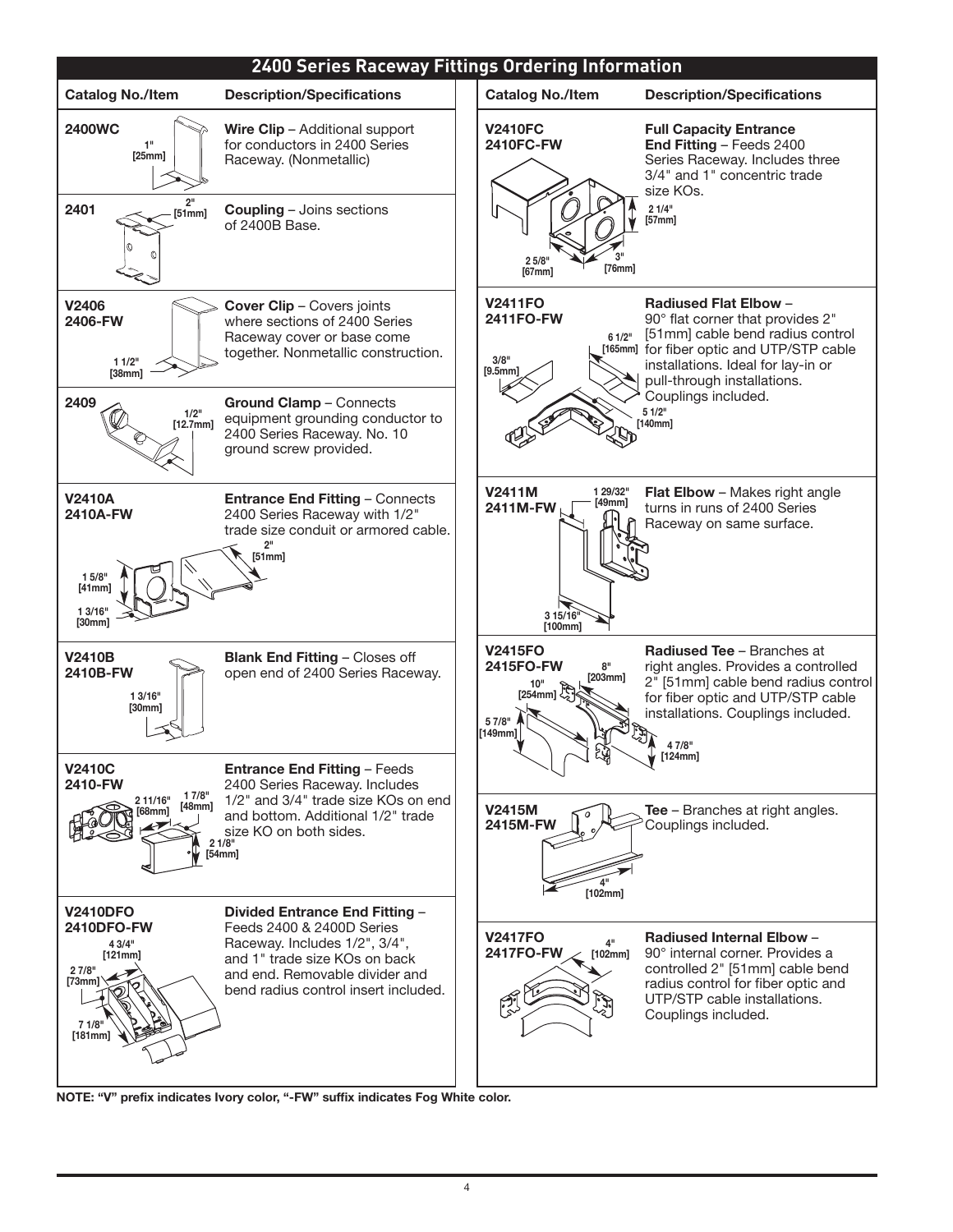## 2400 Series Raceway Fittings Ordering Information

| Catalog No./Item | Description/Specifications |
|---|---|
| **2400WC** (1" [25mm]) | **Wire Clip** – Additional support for conductors in 2400 Series Raceway. (Nonmetallic) |
| **2401** (2" [51mm]) | **Coupling** – Joins sections of 2400B Base. |
| **V2406** **2406-FW** (1 1/2" [38mm]) | **Cover Clip** – Covers joints where sections of 2400 Series Raceway cover or base come together. Nonmetallic construction. |
| **2409** (1/2" [12.7mm]) | **Ground Clamp** – Connects equipment grounding conductor to 2400 Series Raceway. No. 10 ground screw provided. |
| **V2410A** **2410A-FW** (2" [51mm]; 1 5/8" [41mm]; 1 3/16" [30mm]) | **Entrance End Fitting** – Connects 2400 Series Raceway with 1/2" trade size conduit or armored cable. |
| **V2410B** **2410B-FW** (1 3/16" [30mm]) | **Blank End Fitting** – Closes off open end of 2400 Series Raceway. |
| **V2410C** **2410-FW** (2 11/16" [68mm]; 1 7/8" [48mm]; 2 1/8" [54mm]) | **Entrance End Fitting** – Feeds 2400 Series Raceway. Includes 1/2" and 3/4" trade size KOs on end and bottom. Additional 1/2" trade size KO on both sides. |
| **V2410DFO** **2410DFO-FW** (4 3/4" [121mm]; 2 7/8" [73mm]; 7 1/8" [181mm]) | **Divided Entrance End Fitting** – Feeds 2400 & 2400D Series Raceway. Includes 1/2", 3/4", and 1" trade size KOs on back and end. Removable divider and bend radius control insert included. |
| **V2410FC** **2410FC-FW** (2 1/4" [57mm]; 2 5/8" [67mm]; 3" [76mm]) | **Full Capacity Entrance End Fitting** – Feeds 2400 Series Raceway. Includes three 3/4" and 1" concentric trade size KOs. |
| **V2411FO** **2411FO-FW** (6 1/2" [165mm]; 3/8" [9.5mm]; 5 1/2" [140mm]) | **Radiused Flat Elbow** – 90° flat corner that provides 2" [51mm] cable bend radius control for fiber optic and UTP/STP cable installations. Ideal for lay-in or pull-through installations. Couplings included. |
| **V2411M** **2411M-FW** (1 29/32" [49mm]; 3 15/16" [100mm]) | **Flat Elbow** – Makes right angle turns in runs of 2400 Series Raceway on same surface. |
| **V2415FO** **2415FO-FW** (8" [203mm]; 10" [254mm]; 5 7/8" [149mm]; 4 7/8" [124mm]) | **Radiused Tee** – Branches at right angles. Provides a controlled 2" [51mm] cable bend radius control for fiber optic and UTP/STP cable installations. Couplings included. |
| **V2415M** **2415M-FW** (4" [102mm]) | **Tee** – Branches at right angles. Couplings included. |
| **V2417FO** **2417FO-FW** (4" [102mm]) | **Radiused Internal Elbow** – 90° internal corner. Provides a controlled 2" [51mm] cable bend radius control for fiber optic and UTP/STP cable installations. Couplings included. |

**NOTE: "V" prefix indicates Ivory color, "-FW" suffix indicates Fog White color.**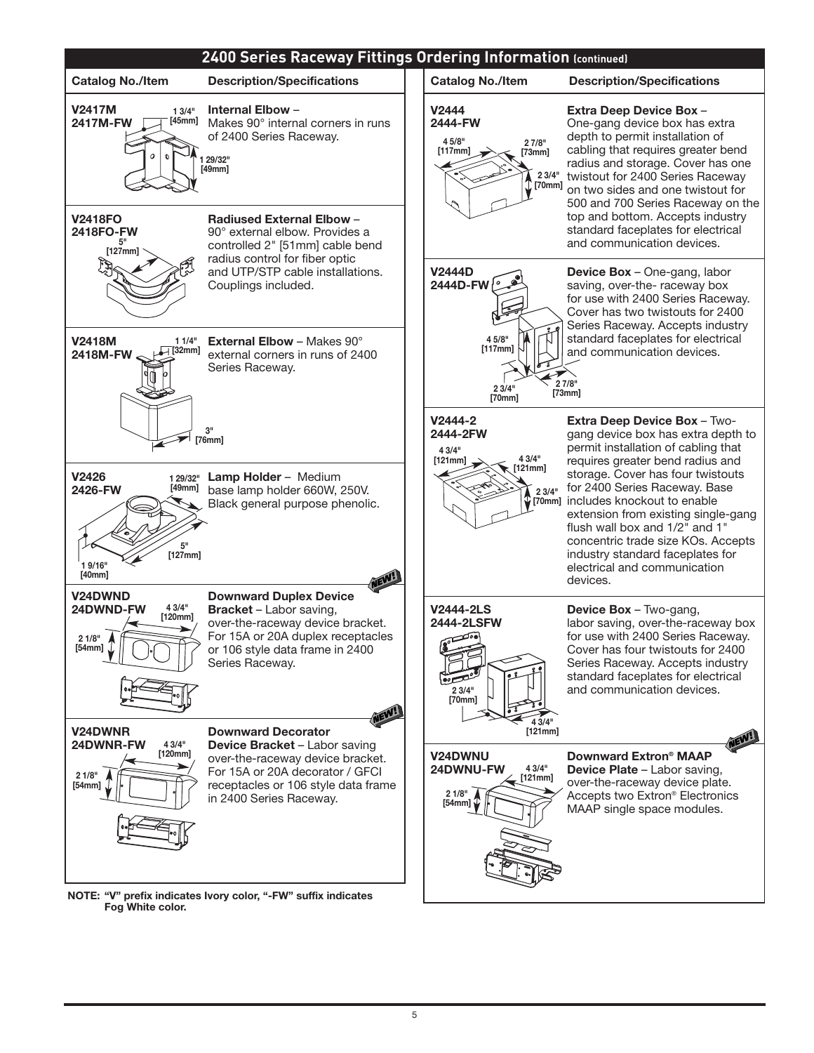## 2400 Series Raceway Fittings Ordering Information (continued)

| Catalog No./Item | Description/Specifications |
|---|---|
| **V2417M**<br>**2417M-FW** | **Internal Elbow** – Makes 90° internal corners in runs of 2400 Series Raceway. |
| **V2418FO**<br>**2418FO-FW** | **Radiused External Elbow** – 90° external elbow. Provides a controlled 2" [51mm] cable bend radius control for fiber optic and UTP/STP cable installations. Couplings included. |
| **V2418M**<br>**2418M-FW** | **External Elbow** – Makes 90° external corners in runs of 2400 Series Raceway. |
| **V2426**<br>**2426-FW** | **Lamp Holder** – Medium base lamp holder 660W, 250V. Black general purpose phenolic. |
| **V24DWND**<br>**24DWND-FW** | **NEW! Downward Duplex Device Bracket** – Labor saving, over-the-raceway device bracket. For 15A or 20A duplex receptacles or 106 style data frame in 2400 Series Raceway. |
| **V24DWNR**<br>**24DWNR-FW** | **NEW! Downward Decorator Device Bracket** – Labor saving over-the-raceway device bracket. For 15A or 20A decorator / GFCI receptacles or 106 style data frame in 2400 Series Raceway. |
| **V2444**<br>**2444-FW** | **Extra Deep Device Box** – One-gang device box has extra depth to permit installation of cabling that requires greater bend radius and storage. Cover has one twistout for 2400 Series Raceway on two sides and one twistout for 500 and 700 Series Raceway on the top and bottom. Accepts industry standard faceplates for electrical and communication devices. |
| **V2444D**<br>**2444D-FW** | **Device Box** – One-gang, labor saving, over-the- raceway box for use with 2400 Series Raceway. Cover has two twistouts for 2400 Series Raceway. Accepts industry standard faceplates for electrical and communication devices. |
| **V2444-2**<br>**2444-2FW** | **Extra Deep Device Box** – Two-gang device box has extra depth to permit installation of cabling that requires greater bend radius and storage. Cover has four twistouts for 2400 Series Raceway. Base includes knockout to enable extension from existing single-gang flush wall box and 1/2" and 1" concentric trade size KOs. Accepts industry standard faceplates for electrical and communication devices. |
| **V2444-2LS**<br>**2444-2LSFW** | **Device Box** – Two-gang, labor saving, over-the-raceway box for use with 2400 Series Raceway. Cover has four twistouts for 2400 Series Raceway. Accepts industry standard faceplates for electrical and communication devices. |
| **V24DWNU**<br>**24DWNU-FW** | **NEW! Downward Extron® MAAP Device Plate** – Labor saving, over-the-raceway device plate. Accepts two Extron® Electronics MAAP single space modules. |

**NOTE: "V" prefix indicates Ivory color, "-FW" suffix indicates Fog White color.**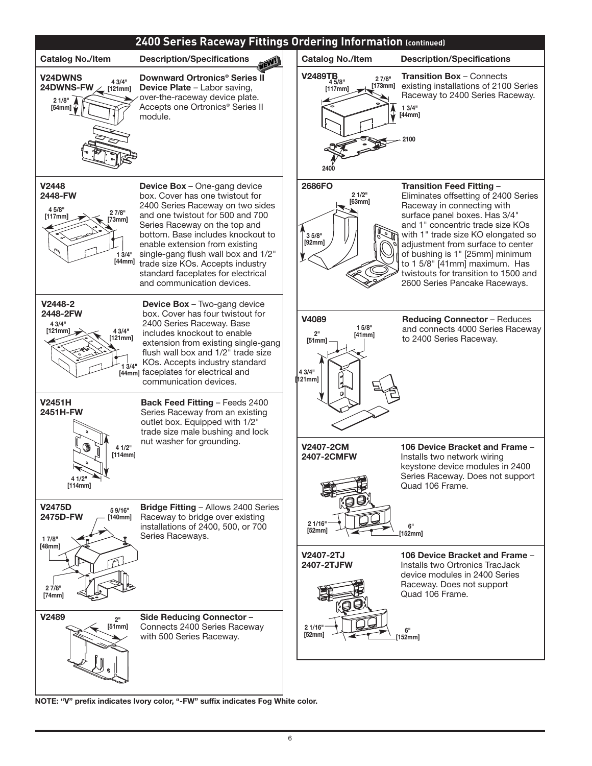## 2400 Series Raceway Fittings Ordering Information (continued)

| Catalog No./Item | Description/Specifications |
|---|---|
| **V24DWNS**<br>**24DWNS-FW**<br>4 3/4" [121mm]<br>2 1/8" [54mm] | **Downward Ortronics® Series II Device Plate** – Labor saving, over-the-raceway device plate. Accepts one Ortronics® Series II module. |
| **V2448**<br>**2448-FW**<br>4 5/8" [117mm]<br>2 7/8" [73mm]<br>1 3/4" [44mm] | **Device Box** – One-gang device box. Cover has one twistout for 2400 Series Raceway on two sides and one twistout for 500 and 700 Series Raceway on the top and bottom. Base includes knockout to enable extension from existing single-gang flush wall box and 1/2" trade size KOs. Accepts industry standard faceplates for electrical and communication devices. |
| **V2448-2**<br>**2448-2FW**<br>4 3/4" [121mm]<br>4 3/4" [121mm]<br>1 3/4" [44mm] | **Device Box** – Two-gang device box. Cover has four twistout for 2400 Series Raceway. Base includes knockout to enable extension from existing single-gang flush wall box and 1/2" trade size KOs. Accepts industry standard faceplates for electrical and communication devices. |
| **V2451H**<br>**2451H-FW**<br>4 1/2" [114mm]<br>4 1/2" [114mm] | **Back Feed Fitting** – Feeds 2400 Series Raceway from an existing outlet box. Equipped with 1/2" trade size male bushing and lock nut washer for grounding. |
| **V2475D**<br>**2475D-FW**<br>5 9/16" [140mm]<br>1 7/8" [48mm]<br>2 7/8" [74mm] | **Bridge Fitting** – Allows 2400 Series Raceway to bridge over existing installations of 2400, 500, or 700 Series Raceways. |
| **V2489**<br>2" [51mm] | **Side Reducing Connector** – Connects 2400 Series Raceway with 500 Series Raceway. |
| **V2489TB**<br>4 5/8" [117mm]<br>2 7/8" [173mm]<br>1 3/4" [44mm]<br>2100<br>2400 | **Transition Box** – Connects existing installations of 2100 Series Raceway to 2400 Series Raceway. |
| **2686FO**<br>2 1/2" [63mm]<br>3 5/8" [92mm] | **Transition Feed Fitting** – Eliminates offsetting of 2400 Series Raceway in connecting with surface panel boxes. Has 3/4" and 1" concentric trade size KOs with 1" trade size KO elongated so adjustment from surface to center of bushing is 1" [25mm] minimum to 1 5/8" [41mm] maximum. Has twistouts for transition to 1500 and 2600 Series Pancake Raceways. |
| **V4089**<br>2" [51mm]<br>1 5/8" [41mm]<br>4 3/4" [121mm] | **Reducing Connector** – Reduces and connects 4000 Series Raceway to 2400 Series Raceway. |
| **V2407-2CM**<br>**2407-2CMFW**<br>2 1/16" [52mm]<br>6" [152mm] | **106 Device Bracket and Frame** – Installs two network wiring keystone device modules in 2400 Series Raceway. Does not support Quad 106 Frame. |
| **V2407-2TJ**<br>**2407-2TJFW**<br>2 1/16" [52mm]<br>6" [152mm] | **106 Device Bracket and Frame** – Installs two Ortronics TracJack device modules in 2400 Series Raceway. Does not support Quad 106 Frame. |

**NOTE: "V" prefix indicates Ivory color, "-FW" suffix indicates Fog White color.**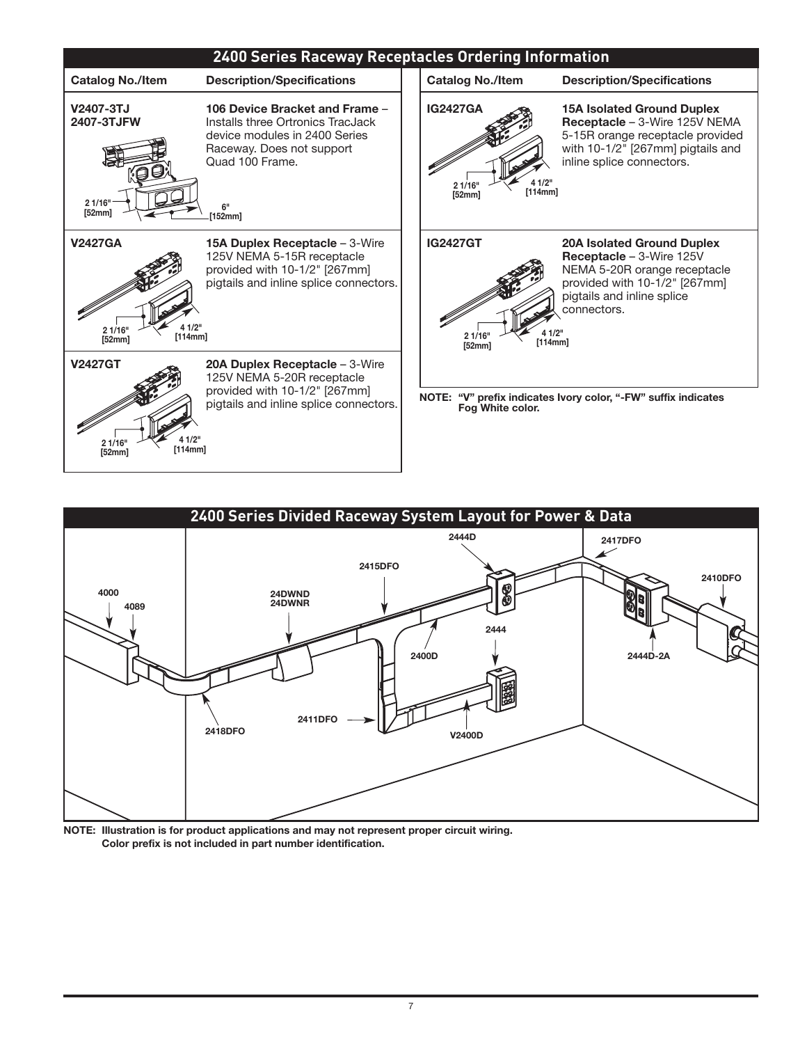## 2400 Series Raceway Receptacles Ordering Information

| Catalog No./Item | Description/Specifications |
|---|---|
| V2407-3TJ<br>2407-3TJFW | **106 Device Bracket and Frame** – Installs three Ortronics TracJack device modules in 2400 Series Raceway. Does not support Quad 100 Frame. |
| V2427GA | **15A Duplex Receptacle** – 3-Wire 125V NEMA 5-15R receptacle provided with 10-1/2" [267mm] pigtails and inline splice connectors. |
| V2427GT | **20A Duplex Receptacle** – 3-Wire 125V NEMA 5-20R receptacle provided with 10-1/2" [267mm] pigtails and inline splice connectors. |
| IG2427GA | **15A Isolated Ground Duplex Receptacle** – 3-Wire 125V NEMA 5-15R orange receptacle provided with 10-1/2" [267mm] pigtails and inline splice connectors. |
| IG2427GT | **20A Isolated Ground Duplex Receptacle** – 3-Wire 125V NEMA 5-20R orange receptacle provided with 10-1/2" [267mm] pigtails and inline splice connectors. |

**NOTE: "V" prefix indicates Ivory color, "-FW" suffix indicates Fog White color.**

## 2400 Series Divided Raceway System Layout for Power & Data

**NOTE: Illustration is for product applications and may not represent proper circuit wiring. Color prefix is not included in part number identification.**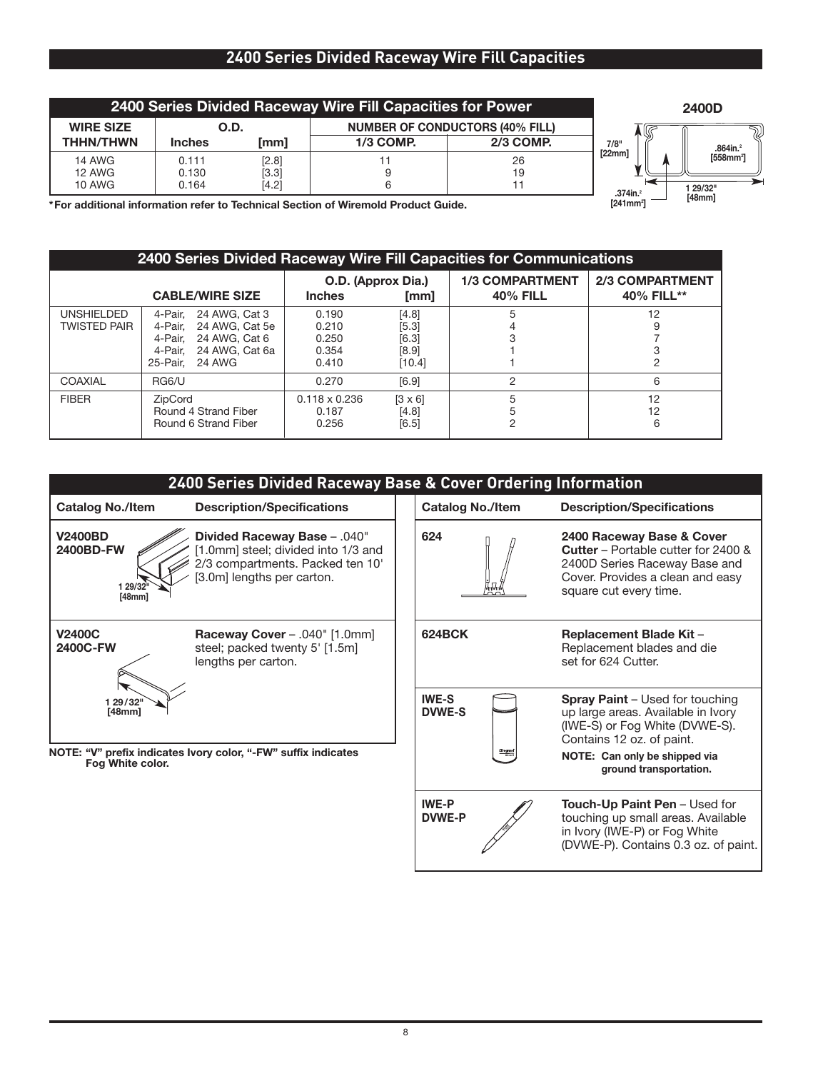# 2400 Series Divided Raceway Wire Fill Capacities

| 2400 Series Divided Raceway Wire Fill Capacities for Power | | | | |
|---|---|---|---|---|
| **WIRE SIZE** | **O.D.** | | **NUMBER OF CONDUCTORS (40% FILL)** | |
| **THHN/THWN** | **Inches** | **[mm]** | **1/3 COMP.** | **2/3 COMP.** |
| 14 AWG | 0.111 | [2.8] | 11 | 26 |
| 12 AWG | 0.130 | [3.3] | 9 | 19 |
| 10 AWG | 0.164 | [4.2] | 6 | 11 |

**\*For additional information refer to Technical Section of Wiremold Product Guide.**

**2400D**

7/8" [22mm]

.864in.² [558mm²]

.374in.² [241mm²]

1 29/32" [48mm]

| 2400 Series Divided Raceway Wire Fill Capacities for Communications | | | | | |
|---|---|---|---|---|---|
| | **CABLE/WIRE SIZE** | **O.D. (Approx Dia.) Inches** | **[mm]** | **1/3 COMPARTMENT 40% FILL** | **2/3 COMPARTMENT 40% FILL\*\*** |
| UNSHIELDED TWISTED PAIR | 4-Pair, 24 AWG, Cat 3 | 0.190 | [4.8] | 5 | 12 |
| | 4-Pair, 24 AWG, Cat 5e | 0.210 | [5.3] | 4 | 9 |
| | 4-Pair, 24 AWG, Cat 6 | 0.250 | [6.3] | 3 | 7 |
| | 4-Pair, 24 AWG, Cat 6a | 0.354 | [8.9] | 1 | 3 |
| | 25-Pair, 24 AWG | 0.410 | [10.4] | 1 | 2 |
| COAXIAL | RG6/U | 0.270 | [6.9] | 2 | 6 |
| FIBER | ZipCord | 0.118 x 0.236 | [3 x 6] | 5 | 12 |
| | Round 4 Strand Fiber | 0.187 | [4.8] | 5 | 12 |
| | Round 6 Strand Fiber | 0.256 | [6.5] | 2 | 6 |

## 2400 Series Divided Raceway Base & Cover Ordering Information

| Catalog No./Item | Description/Specifications |
|---|---|
| **V2400BD** **2400BD-FW** (1 29/32" [48mm]) | **Divided Raceway Base** – .040" [1.0mm] steel; divided into 1/3 and 2/3 compartments. Packed ten 10' [3.0m] lengths per carton. |
| **V2400C** **2400C-FW** (1 29/32" [48mm]) | **Raceway Cover** – .040" [1.0mm] steel; packed twenty 5' [1.5m] lengths per carton. |

**NOTE: "V" prefix indicates Ivory color, "-FW" suffix indicates Fog White color.**

| Catalog No./Item | Description/Specifications |
|---|---|
| **624** | **2400 Raceway Base & Cover Cutter** – Portable cutter for 2400 & 2400D Series Raceway Base and Cover. Provides a clean and easy square cut every time. |
| **624BCK** | **Replacement Blade Kit** – Replacement blades and die set for 624 Cutter. |
| **IWE-S** **DVWE-S** | **Spray Paint** – Used for touching up large areas. Available in Ivory (IWE-S) or Fog White (DVWE-S). Contains 12 oz. of paint. **NOTE: Can only be shipped via ground transportation.** |
| **IWE-P** **DVWE-P** | **Touch-Up Paint Pen** – Used for touching up small areas. Available in Ivory (IWE-P) or Fog White (DVWE-P). Contains 0.3 oz. of paint. |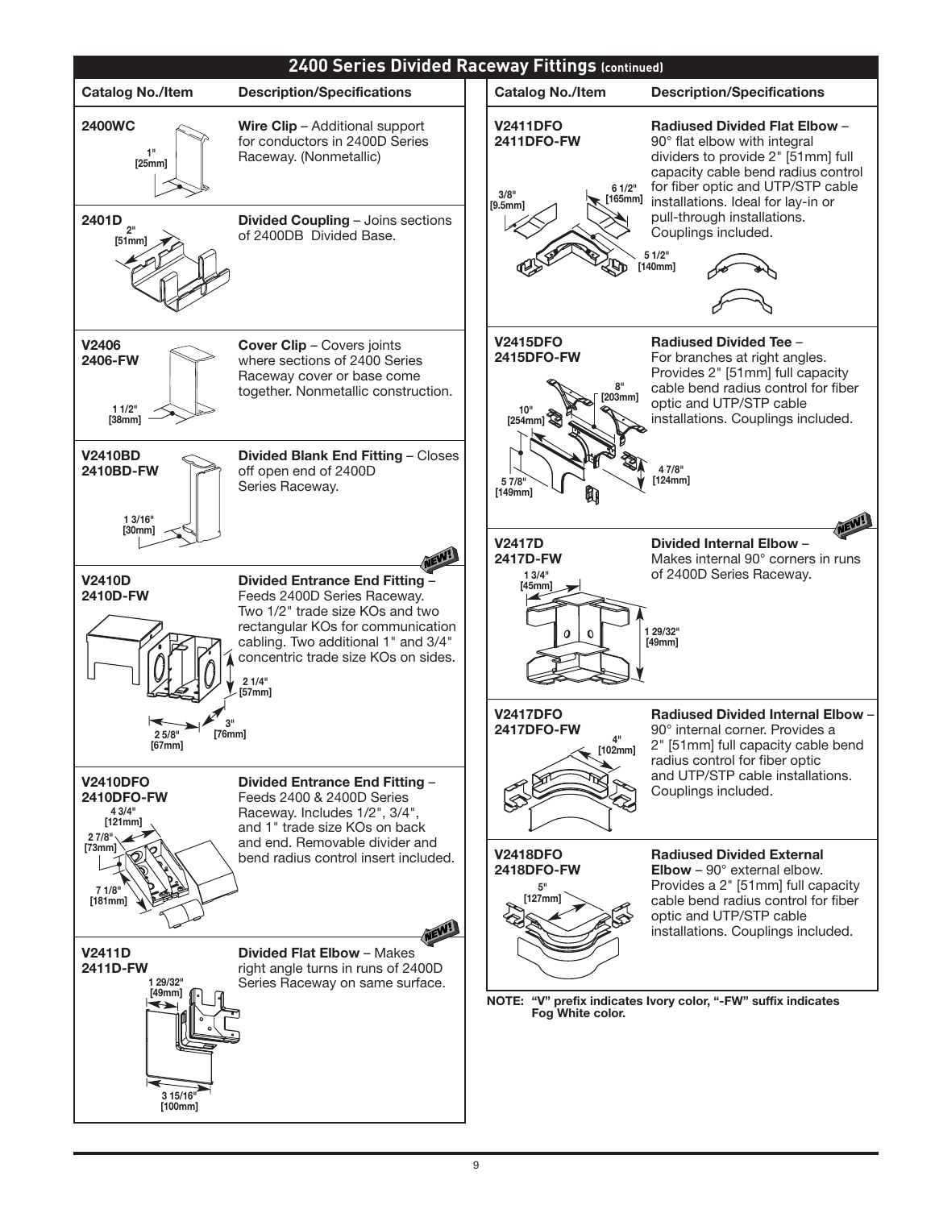## 2400 Series Divided Raceway Fittings (continued)

| Catalog No./Item | Description/Specifications |
|---|---|
| **2400WC** 1" [25mm] | **Wire Clip** – Additional support for conductors in 2400D Series Raceway. (Nonmetallic) |
| **2401D** 2" [51mm] | **Divided Coupling** – Joins sections of 2400DB Divided Base. |
| **V2406** **2406-FW** 1 1/2" [38mm] | **Cover Clip** – Covers joints where sections of 2400 Series Raceway cover or base come together. Nonmetallic construction. |
| **V2410BD** **2410BD-FW** 1 3/16" [30mm] | **Divided Blank End Fitting** – Closes off open end of 2400D Series Raceway. |
| **V2410D** **2410D-FW** 2 1/4" [57mm], 3" [76mm], 2 5/8" [67mm] | NEW! **Divided Entrance End Fitting** – Feeds 2400D Series Raceway. Two 1/2" trade size KOs and two rectangular KOs for communication cabling. Two additional 1" and 3/4" concentric trade size KOs on sides. |
| **V2410DFO** **2410DFO-FW** 4 3/4" [121mm], 2 7/8" [73mm], 7 1/8" [181mm] | **Divided Entrance End Fitting** – Feeds 2400 & 2400D Series Raceway. Includes 1/2", 3/4", and 1" trade size KOs on back and end. Removable divider and bend radius control insert included. |
| **V2411D** **2411D-FW** 1 29/32" [49mm], 3 15/16" [100mm] | NEW! **Divided Flat Elbow** – Makes right angle turns in runs of 2400D Series Raceway on same surface. |
| **V2411DFO** **2411DFO-FW** 3/8" [9.5mm], 6 1/2" [165mm], 5 1/2" [140mm] | **Radiused Divided Flat Elbow** – 90° flat elbow with integral dividers to provide 2" [51mm] full capacity cable bend radius control for fiber optic and UTP/STP cable installations. Ideal for lay-in or pull-through installations. Couplings included. |
| **V2415DFO** **2415DFO-FW** 8" [203mm], 10" [254mm], 5 7/8" [149mm], 4 7/8" [124mm] | **Radiused Divided Tee** – For branches at right angles. Provides 2" [51mm] full capacity cable bend radius control for fiber optic and UTP/STP cable installations. Couplings included. |
| **V2417D** **2417D-FW** 1 3/4" [45mm], 1 29/32" [49mm] | NEW! **Divided Internal Elbow** – Makes internal 90° corners in runs of 2400D Series Raceway. |
| **V2417DFO** **2417DFO-FW** 4" [102mm] | **Radiused Divided Internal Elbow** – 90° internal corner. Provides a 2" [51mm] full capacity cable bend radius control for fiber optic and UTP/STP cable installations. Couplings included. |
| **V2418DFO** **2418DFO-FW** 5" [127mm] | **Radiused Divided External Elbow** – 90° external elbow. Provides a 2" [51mm] full capacity cable bend radius control for fiber optic and UTP/STP cable installations. Couplings included. |

**NOTE: "V" prefix indicates Ivory color, "-FW" suffix indicates Fog White color.**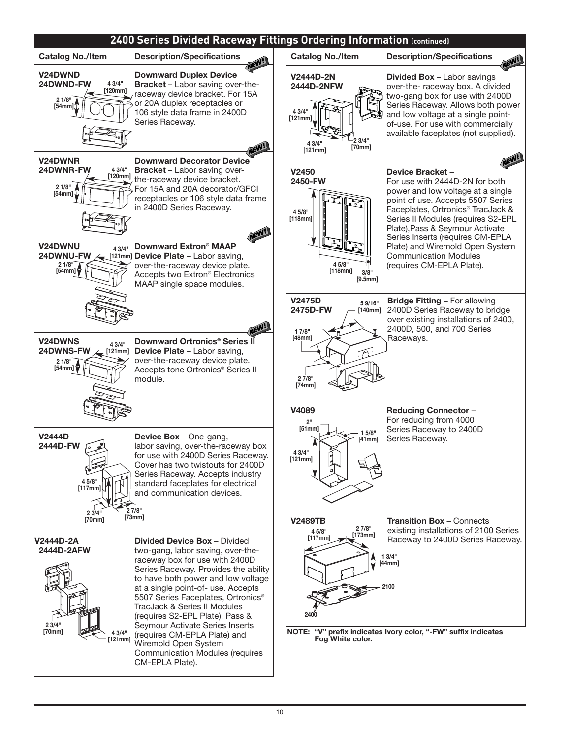## 2400 Series Divided Raceway Fittings Ordering Information (continued)

| Catalog No./Item | Description/Specifications |
|---|---|
| V24DWND<br>24DWND-FW<br>4 3/4" [120mm]<br>2 1/8" [54mm] | **Downward Duplex Device Bracket** – Labor saving over-the-raceway device bracket. For 15A or 20A duplex receptacles or 106 style data frame in 2400D Series Raceway. |
| V24DWNR<br>24DWNR-FW<br>4 3/4" [120mm]<br>2 1/8" [54mm] | **Downward Decorator Device Bracket** – Labor saving over-the-raceway device bracket. For 15A and 20A decorator/GFCI receptacles or 106 style data frame in 2400D Series Raceway. |
| V24DWNU<br>24DWNU-FW<br>4 3/4" [121mm]<br>2 1/8" [54mm] | **Downward Extron® MAAP Device Plate** – Labor saving, over-the-raceway device plate. Accepts two Extron® Electronics MAAP single space modules. |
| V24DWNS<br>24DWNS-FW<br>4 3/4" [121mm]<br>2 1/8" [54mm] | **Downward Ortronics® Series II Device Plate** – Labor saving, over-the-raceway device plate. Accepts tone Ortronics® Series II module. |
| V2444D<br>2444D-FW<br>4 5/8" [117mm]<br>2 3/4" [70mm]<br>2 7/8" [73mm] | **Device Box** – One-gang, labor saving, over-the-raceway box for use with 2400D Series Raceway. Cover has two twistouts for 2400D Series Raceway. Accepts industry standard faceplates for electrical and communication devices. |
| V2444D-2A<br>2444D-2AFW<br>2 3/4" [70mm]<br>4 3/4" [121mm] | **Divided Device Box** – Divided two-gang, labor saving, over-the-raceway box for use with 2400D Series Raceway. Provides the ability to have both power and low voltage at a single point-of- use. Accepts 5507 Series Faceplates, Ortronics® TracJack & Series II Modules (requires S2-EPL Plate), Pass & Seymour Activate Series Inserts (requires CM-EPLA Plate) and Wiremold Open System Communication Modules (requires CM-EPLA Plate). |
| V2444D-2N<br>2444D-2NFW<br>4 3/4" [121mm]<br>4 3/4" [121mm]<br>2 3/4" [70mm] | **Divided Box** – Labor savings over-the- raceway box. A divided two-gang box for use with 2400D Series Raceway. Allows both power and low voltage at a single point-of-use. For use with commercially available faceplates (not supplied). |
| V2450<br>2450-FW<br>4 5/8" [118mm]<br>4 5/8" [118mm]<br>3/8" [9.5mm] | **Device Bracket** – For use with 2444D-2N for both power and low voltage at a single point of use. Accepts 5507 Series Faceplates, Ortronics® TracJack & Series II Modules (requires S2-EPL Plate),Pass & Seymour Activate Series Inserts (requires CM-EPLA Plate) and Wiremold Open System Communication Modules (requires CM-EPLA Plate). |
| V2475D<br>2475D-FW<br>5 9/16" [140mm]<br>1 7/8" [48mm]<br>2 7/8" [74mm] | **Bridge Fitting** – For allowing 2400D Series Raceway to bridge over existing installations of 2400, 2400D, 500, and 700 Series Raceways. |
| V4089<br>2" [51mm]<br>1 5/8" [41mm]<br>4 3/4" [121mm] | **Reducing Connector** – For reducing from 4000 Series Raceway to 2400D Series Raceway. |
| V2489TB<br>4 5/8" [117mm]<br>2 7/8" [173mm]<br>1 3/4" [44mm]<br>2100<br>2400 | **Transition Box** – Connects existing installations of 2100 Series Raceway to 2400D Series Raceway. |

**NOTE: "V" prefix indicates Ivory color, "-FW" suffix indicates Fog White color.**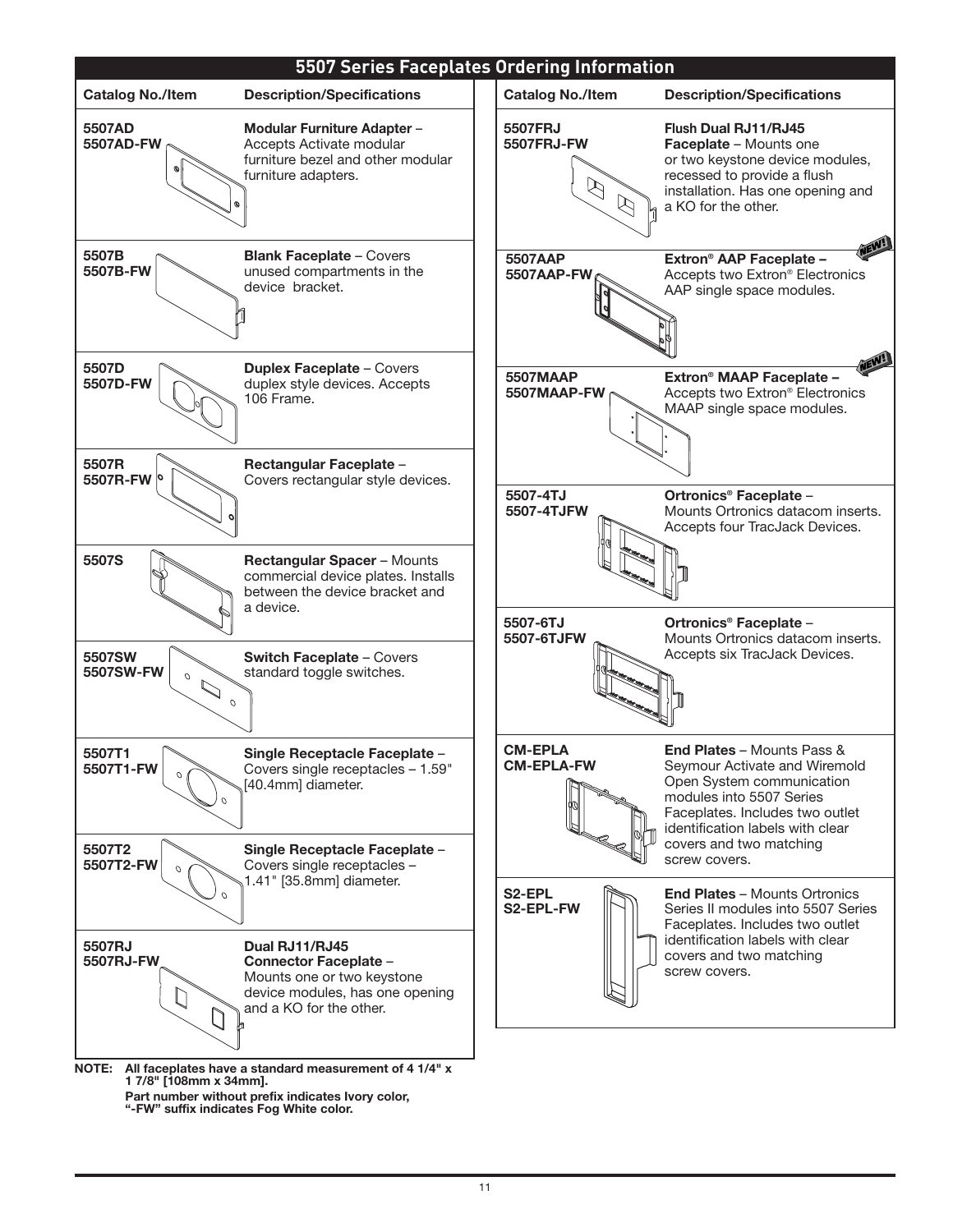## 5507 Series Faceplates Ordering Information

| Catalog No./Item | Description/Specifications |
|---|---|
| 5507AD<br>5507AD-FW | **Modular Furniture Adapter** – Accepts Activate modular furniture bezel and other modular furniture adapters. |
| 5507B<br>5507B-FW | **Blank Faceplate** – Covers unused compartments in the device bracket. |
| 5507D<br>5507D-FW | **Duplex Faceplate** – Covers duplex style devices. Accepts 106 Frame. |
| 5507R<br>5507R-FW | **Rectangular Faceplate** – Covers rectangular style devices. |
| 5507S | **Rectangular Spacer** – Mounts commercial device plates. Installs between the device bracket and a device. |
| 5507SW<br>5507SW-FW | **Switch Faceplate** – Covers standard toggle switches. |
| 5507T1<br>5507T1-FW | **Single Receptacle Faceplate** – Covers single receptacles – 1.59" [40.4mm] diameter. |
| 5507T2<br>5507T2-FW | **Single Receptacle Faceplate** – Covers single receptacles – 1.41" [35.8mm] diameter. |
| 5507RJ<br>5507RJ-FW | **Dual RJ11/RJ45 Connector Faceplate** – Mounts one or two keystone device modules, has one opening and a KO for the other. |
| 5507FRJ<br>5507FRJ-FW | **Flush Dual RJ11/RJ45 Faceplate** – Mounts one or two keystone device modules, recessed to provide a flush installation. Has one opening and a KO for the other. |
| 5507AAP<br>5507AAP-FW | **Extron® AAP Faceplate** – Accepts two Extron® Electronics AAP single space modules. NEW! |
| 5507MAAP<br>5507MAAP-FW | **Extron® MAAP Faceplate** – Accepts two Extron® Electronics MAAP single space modules. NEW! |
| 5507-4TJ<br>5507-4TJFW | **Ortronics® Faceplate** – Mounts Ortronics datacom inserts. Accepts four TracJack Devices. |
| 5507-6TJ<br>5507-6TJFW | **Ortronics® Faceplate** – Mounts Ortronics datacom inserts. Accepts six TracJack Devices. |
| CM-EPLA<br>CM-EPLA-FW | **End Plates** – Mounts Pass & Seymour Activate and Wiremold Open System communication modules into 5507 Series Faceplates. Includes two outlet identification labels with clear covers and two matching screw covers. |
| S2-EPL<br>S2-EPL-FW | **End Plates** – Mounts Ortronics Series II modules into 5507 Series Faceplates. Includes two outlet identification labels with clear covers and two matching screw covers. |

**NOTE: All faceplates have a standard measurement of 4 1/4" x 1 7/8" [108mm x 34mm].**
**Part number without prefix indicates Ivory color, "-FW" suffix indicates Fog White color.**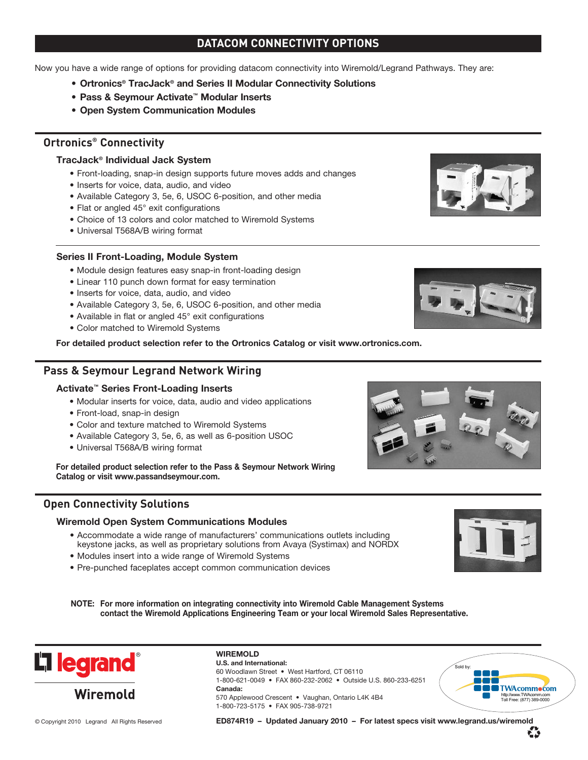# DATACOM CONNECTIVITY OPTIONS

Now you have a wide range of options for providing datacom connectivity into Wiremold/Legrand Pathways. They are:

- **Ortronics® TracJack® and Series II Modular Connectivity Solutions**
- **Pass & Seymour Activate™ Modular Inserts**
- **Open System Communication Modules**

## Ortronics® Connectivity

### TracJack® Individual Jack System

- Front-loading, snap-in design supports future moves adds and changes
- Inserts for voice, data, audio, and video
- Available Category 3, 5e, 6, USOC 6-position, and other media
- Flat or angled 45° exit configurations
- Choice of 13 colors and color matched to Wiremold Systems
- Universal T568A/B wiring format

### Series II Front-Loading, Module System

- Module design features easy snap-in front-loading design
- Linear 110 punch down format for easy termination
- Inserts for voice, data, audio, and video
- Available Category 3, 5e, 6, USOC 6-position, and other media
- Available in flat or angled 45° exit configurations
- Color matched to Wiremold Systems

**For detailed product selection refer to the Ortronics Catalog or visit www.ortronics.com.**

## Pass & Seymour Legrand Network Wiring

### Activate™ Series Front-Loading Inserts

- Modular inserts for voice, data, audio and video applications
- Front-load, snap-in design
- Color and texture matched to Wiremold Systems
- Available Category 3, 5e, 6, as well as 6-position USOC
- Universal T568A/B wiring format

**For detailed product selection refer to the Pass & Seymour Network Wiring Catalog or visit www.passandseymour.com.**

## Open Connectivity Solutions

### Wiremold Open System Communications Modules

- Accommodate a wide range of manufacturers' communications outlets including keystone jacks, as well as proprietary solutions from Avaya (Systimax) and NORDX
- Modules insert into a wide range of Wiremold Systems
- Pre-punched faceplates accept common communication devices

**NOTE: For more information on integrating connectivity into Wiremold Cable Management Systems contact the Wiremold Applications Engineering Team or your local Wiremold Sales Representative.**

legrand® Wiremold

**WIREMOLD**
**U.S. and International:**
60 Woodlawn Street • West Hartford, CT 06110
1-800-621-0049 • FAX 860-232-2062 • Outside U.S. 860-233-6251
**Canada:**
570 Applewood Crescent • Vaughan, Ontario L4K 4B4
1-800-723-5175 • FAX 905-738-9721

Sold by: TWAcomm.com
http://www.TWAcomm.com
Toll Free: (877) 389-0000

© Copyright 2010 Legrand All Rights Reserved

**ED874R19 – Updated January 2010 – For latest specs visit www.legrand.us/wiremold**